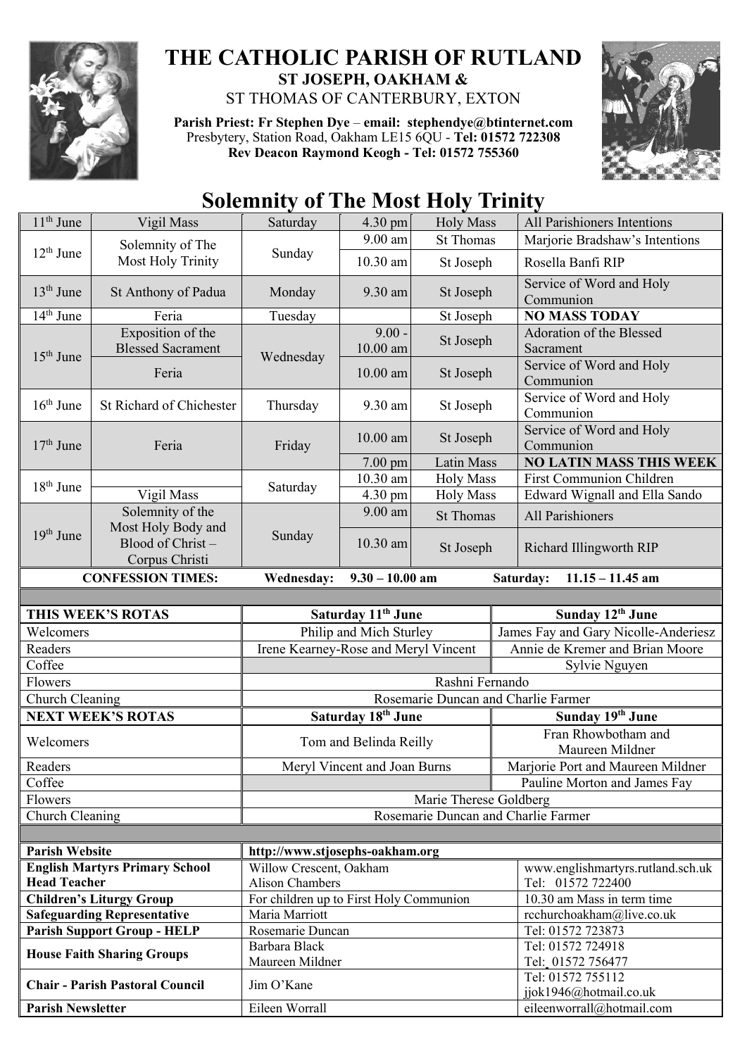# THE CATHOLIC PARISH OF RUTLAND

**ST JOSEPH, OAKHAM &**

ST THOMAS OF CANTERBURY, EXTON

**Parish Priest: Fr Stephen Dye** – **email: stephendye@btinternet.com**
Presbytery, Station Road, Oakham LE15 6QU - **Tel: 01572 722308**
**Rev Deacon Raymond Keogh - Tel: 01572 755360**

## Solemnity of The Most Holy Trinity

| Date | Celebration | Day | Time | Location | Intention |
|---|---|---|---|---|---|
| 11th June | Vigil Mass | Saturday | 4.30 pm | Holy Mass | All Parishioners Intentions |
| 12th June | Solemnity of The Most Holy Trinity | Sunday | 9.00 am | St Thomas | Marjorie Bradshaw's Intentions |
| | | | 10.30 am | St Joseph | Rosella Banfi RIP |
| 13th June | St Anthony of Padua | Monday | 9.30 am | St Joseph | Service of Word and Holy Communion |
| 14th June | Feria | Tuesday | | St Joseph | **NO MASS TODAY** |
| 15th June | Exposition of the Blessed Sacrament | Wednesday | 9.00 - 10.00 am | St Joseph | Adoration of the Blessed Sacrament |
| | Feria | | 10.00 am | St Joseph | Service of Word and Holy Communion |
| 16th June | St Richard of Chichester | Thursday | 9.30 am | St Joseph | Service of Word and Holy Communion |
| 17th June | Feria | Friday | 10.00 am | St Joseph | Service of Word and Holy Communion |
| | | | 7.00 pm | Latin Mass | **NO LATIN MASS THIS WEEK** |
| 18th June | | Saturday | 10.30 am | Holy Mass | First Communion Children |
| | Vigil Mass | | 4.30 pm | Holy Mass | Edward Wignall and Ella Sando |
| 19th June | Solemnity of the Most Holy Body and Blood of Christ – Corpus Christi | Sunday | 9.00 am | St Thomas | All Parishioners |
| | | | 10.30 am | St Joseph | Richard Illingworth RIP |

**CONFESSION TIMES:** **Wednesday: 9.30 – 10.00 am** **Saturday: 11.15 – 11.45 am**

| **THIS WEEK'S ROTAS** | **Saturday 11th June** | **Sunday 12th June** |
|---|---|---|
| Welcomers | Philip and Mich Sturley | James Fay and Gary Nicolle-Anderiesz |
| Readers | Irene Kearney-Rose and Meryl Vincent | Annie de Kremer and Brian Moore |
| Coffee | | Sylvie Nguyen |
| Flowers | Rashni Fernando | |
| Church Cleaning | Rosemarie Duncan and Charlie Farmer | |
| **NEXT WEEK'S ROTAS** | **Saturday 18th June** | **Sunday 19th June** |
| Welcomers | Tom and Belinda Reilly | Fran Rhowbotham and Maureen Mildner |
| Readers | Meryl Vincent and Joan Burns | Marjorie Port and Maureen Mildner |
| Coffee | | Pauline Morton and James Fay |
| Flowers | Marie Therese Goldberg | |
| Church Cleaning | Rosemarie Duncan and Charlie Farmer | |

| | | |
|---|---|---|
| **Parish Website** | **http://www.stjosephs-oakham.org** | |
| **English Martyrs Primary School Head Teacher** | Willow Crescent, Oakham Alison Chambers | www.englishmartyrs.rutland.sch.uk Tel: 01572 722400 |
| **Children's Liturgy Group** | For children up to First Holy Communion | 10.30 am Mass in term time |
| **Safeguarding Representative** | Maria Marriott | rcchurchoakham@live.co.uk |
| **Parish Support Group - HELP** | Rosemarie Duncan | Tel: 01572 723873 |
| **House Faith Sharing Groups** | Barbara Black | Tel: 01572 724918 |
| | Maureen Mildner | Tel: 01572 756477 |
| **Chair - Parish Pastoral Council** | Jim O'Kane | Tel: 01572 755112 jjok1946@hotmail.co.uk |
| **Parish Newsletter** | Eileen Worrall | eileenworrall@hotmail.com |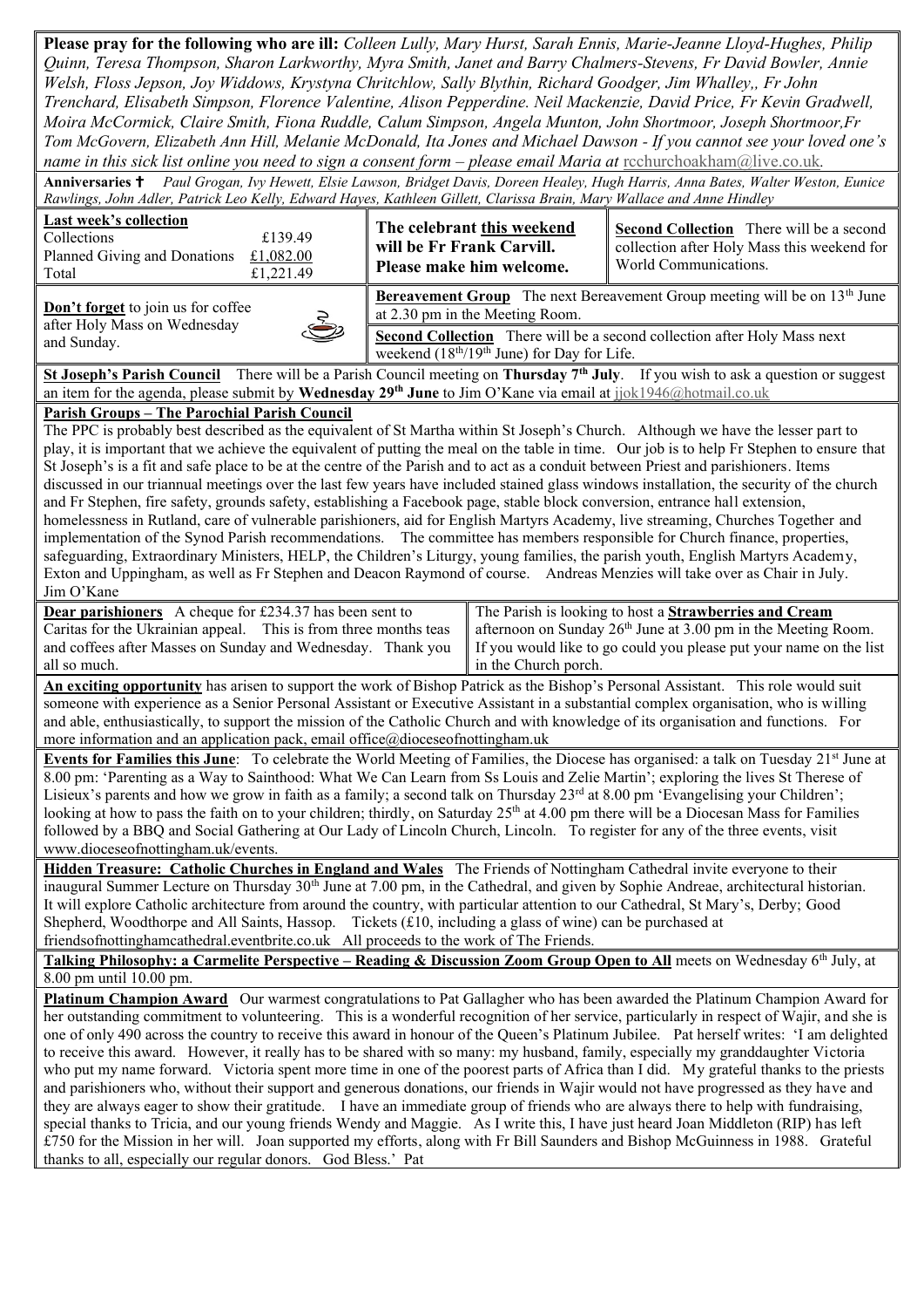**Please pray for the following who are ill:** *Colleen Lully, Mary Hurst, Sarah Ennis, Marie-Jeanne Lloyd-Hughes, Philip Quinn, Teresa Thompson, Sharon Larkworthy, Myra Smith, Janet and Barry Chalmers-Stevens, Fr David Bowler, Annie Welsh, Floss Jepson, Joy Widdows, Krystyna Chritchlow, Sally Blythin, Richard Goodger, Jim Whalley,, Fr John Trenchard, Elisabeth Simpson, Florence Valentine, Alison Pepperdine. Neil Mackenzie, David Price, Fr Kevin Gradwell, Moira McCormick, Claire Smith, Fiona Ruddle, Calum Simpson, Angela Munton, John Shortmoor, Joseph Shortmoor,Fr Tom McGovern, Elizabeth Ann Hill, Melanie McDonald, Ita Jones and Michael Dawson - If you cannot see your loved one's name in this sick list online you need to sign a consent form – please email Maria at* rcchurchoakham@live.co.uk.

**Anniversaries ✝** *Paul Grogan, Ivy Hewett, Elsie Lawson, Bridget Davis, Doreen Healey, Hugh Harris, Anna Bates, Walter Weston, Eunice Rawlings, John Adler, Patrick Leo Kelly, Edward Hayes, Kathleen Gillett, Clarissa Brain, Mary Wallace and Anne Hindley*

**Last week's collection**

| | |
|---|---|
| Collections | £139.49 |
| Planned Giving and Donations | £1,082.00 |
| Total | £1,221.49 |

**The celebrant this weekend will be Fr Frank Carvill. Please make him welcome.**

**Second Collection** There will be a second collection after Holy Mass this weekend for World Communications.

**Don't forget** to join us for coffee after Holy Mass on Wednesday and Sunday.

**Bereavement Group** The next Bereavement Group meeting will be on 13th June at 2.30 pm in the Meeting Room.

**Second Collection** There will be a second collection after Holy Mass next weekend (18th/19th June) for Day for Life.

**St Joseph's Parish Council** There will be a Parish Council meeting on **Thursday 7th July**. If you wish to ask a question or suggest an item for the agenda, please submit by **Wednesday 29th June** to Jim O'Kane via email at jjok1946@hotmail.co.uk

**Parish Groups – The Parochial Parish Council**

The PPC is probably best described as the equivalent of St Martha within St Joseph's Church. Although we have the lesser part to play, it is important that we achieve the equivalent of putting the meal on the table in time. Our job is to help Fr Stephen to ensure that St Joseph's is a fit and safe place to be at the centre of the Parish and to act as a conduit between Priest and parishioners. Items discussed in our triannual meetings over the last few years have included stained glass windows installation, the security of the church and Fr Stephen, fire safety, grounds safety, establishing a Facebook page, stable block conversion, entrance hall extension, homelessness in Rutland, care of vulnerable parishioners, aid for English Martyrs Academy, live streaming, Churches Together and implementation of the Synod Parish recommendations. The committee has members responsible for Church finance, properties, safeguarding, Extraordinary Ministers, HELP, the Children's Liturgy, young families, the parish youth, English Martyrs Academy, Exton and Uppingham, as well as Fr Stephen and Deacon Raymond of course. Andreas Menzies will take over as Chair in July.
Jim O'Kane

**Dear parishioners** A cheque for £234.37 has been sent to Caritas for the Ukrainian appeal. This is from three months teas and coffees after Masses on Sunday and Wednesday. Thank you all so much.

The Parish is looking to host a **Strawberries and Cream** afternoon on Sunday 26th June at 3.00 pm in the Meeting Room. If you would like to go could you please put your name on the list in the Church porch.

**An exciting opportunity** has arisen to support the work of Bishop Patrick as the Bishop's Personal Assistant. This role would suit someone with experience as a Senior Personal Assistant or Executive Assistant in a substantial complex organisation, who is willing and able, enthusiastically, to support the mission of the Catholic Church and with knowledge of its organisation and functions. For more information and an application pack, email office@dioceseofnottingham.uk

**Events for Families this June**: To celebrate the World Meeting of Families, the Diocese has organised: a talk on Tuesday 21st June at 8.00 pm: 'Parenting as a Way to Sainthood: What We Can Learn from Ss Louis and Zelie Martin'; exploring the lives St Therese of Lisieux's parents and how we grow in faith as a family; a second talk on Thursday 23rd at 8.00 pm 'Evangelising your Children'; looking at how to pass the faith on to your children; thirdly, on Saturday 25th at 4.00 pm there will be a Diocesan Mass for Families followed by a BBQ and Social Gathering at Our Lady of Lincoln Church, Lincoln. To register for any of the three events, visit www.dioceseofnottingham.uk/events.

**Hidden Treasure: Catholic Churches in England and Wales** The Friends of Nottingham Cathedral invite everyone to their inaugural Summer Lecture on Thursday 30th June at 7.00 pm, in the Cathedral, and given by Sophie Andreae, architectural historian. It will explore Catholic architecture from around the country, with particular attention to our Cathedral, St Mary's, Derby; Good Shepherd, Woodthorpe and All Saints, Hassop. Tickets (£10, including a glass of wine) can be purchased at friendsofnottinghamcathedral.eventbrite.co.uk All proceeds to the work of The Friends.

**Talking Philosophy: a Carmelite Perspective – Reading & Discussion Zoom Group Open to All** meets on Wednesday 6th July, at 8.00 pm until 10.00 pm.

**Platinum Champion Award** Our warmest congratulations to Pat Gallagher who has been awarded the Platinum Champion Award for her outstanding commitment to volunteering. This is a wonderful recognition of her service, particularly in respect of Wajir, and she is one of only 490 across the country to receive this award in honour of the Queen's Platinum Jubilee. Pat herself writes: 'I am delighted to receive this award. However, it really has to be shared with so many: my husband, family, especially my granddaughter Victoria who put my name forward. Victoria spent more time in one of the poorest parts of Africa than I did. My grateful thanks to the priests and parishioners who, without their support and generous donations, our friends in Wajir would not have progressed as they have and they are always eager to show their gratitude. I have an immediate group of friends who are always there to help with fundraising, special thanks to Tricia, and our young friends Wendy and Maggie. As I write this, I have just heard Joan Middleton (RIP) has left £750 for the Mission in her will. Joan supported my efforts, along with Fr Bill Saunders and Bishop McGuinness in 1988. Grateful thanks to all, especially our regular donors. God Bless.' Pat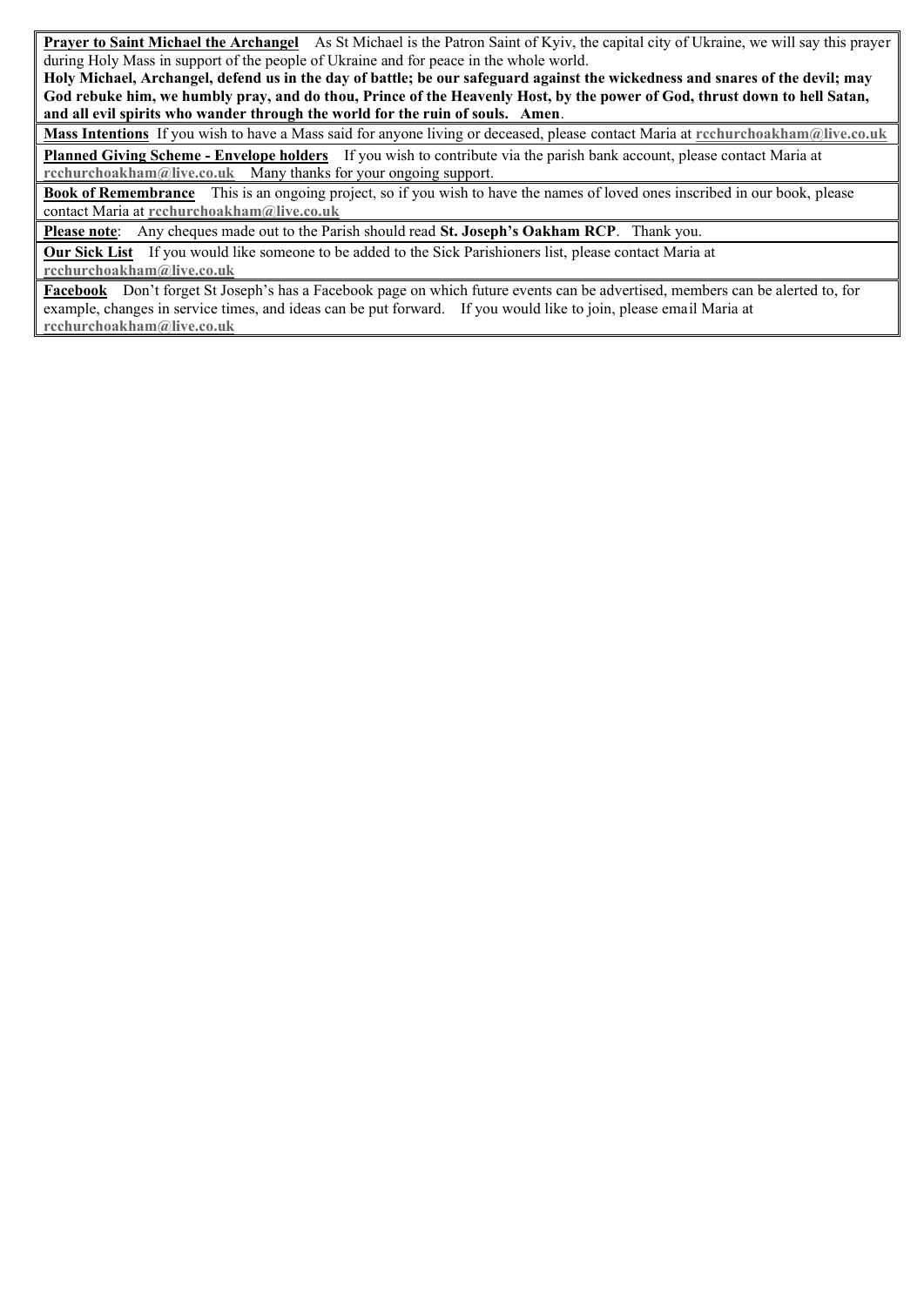**Prayer to Saint Michael the Archangel** As St Michael is the Patron Saint of Kyiv, the capital city of Ukraine, we will say this prayer during Holy Mass in support of the people of Ukraine and for peace in the whole world.

**Holy Michael, Archangel, defend us in the day of battle; be our safeguard against the wickedness and snares of the devil; may God rebuke him, we humbly pray, and do thou, Prince of the Heavenly Host, by the power of God, thrust down to hell Satan, and all evil spirits who wander through the world for the ruin of souls. Amen**.

**Mass Intentions** If you wish to have a Mass said for anyone living or deceased, please contact Maria at **rcchurchoakham@live.co.uk**

**Planned Giving Scheme - Envelope holders** If you wish to contribute via the parish bank account, please contact Maria at **rcchurchoakham@live.co.uk** Many thanks for your ongoing support.

**Book of Remembrance** This is an ongoing project, so if you wish to have the names of loved ones inscribed in our book, please contact Maria at **rcchurchoakham@live.co.uk**

**Please note**: Any cheques made out to the Parish should read **St. Joseph's Oakham RCP**. Thank you.

**Our Sick List** If you would like someone to be added to the Sick Parishioners list, please contact Maria at **rcchurchoakham@live.co.uk**

**Facebook** Don't forget St Joseph's has a Facebook page on which future events can be advertised, members can be alerted to, for example, changes in service times, and ideas can be put forward. If you would like to join, please email Maria at **rcchurchoakham@live.co.uk**